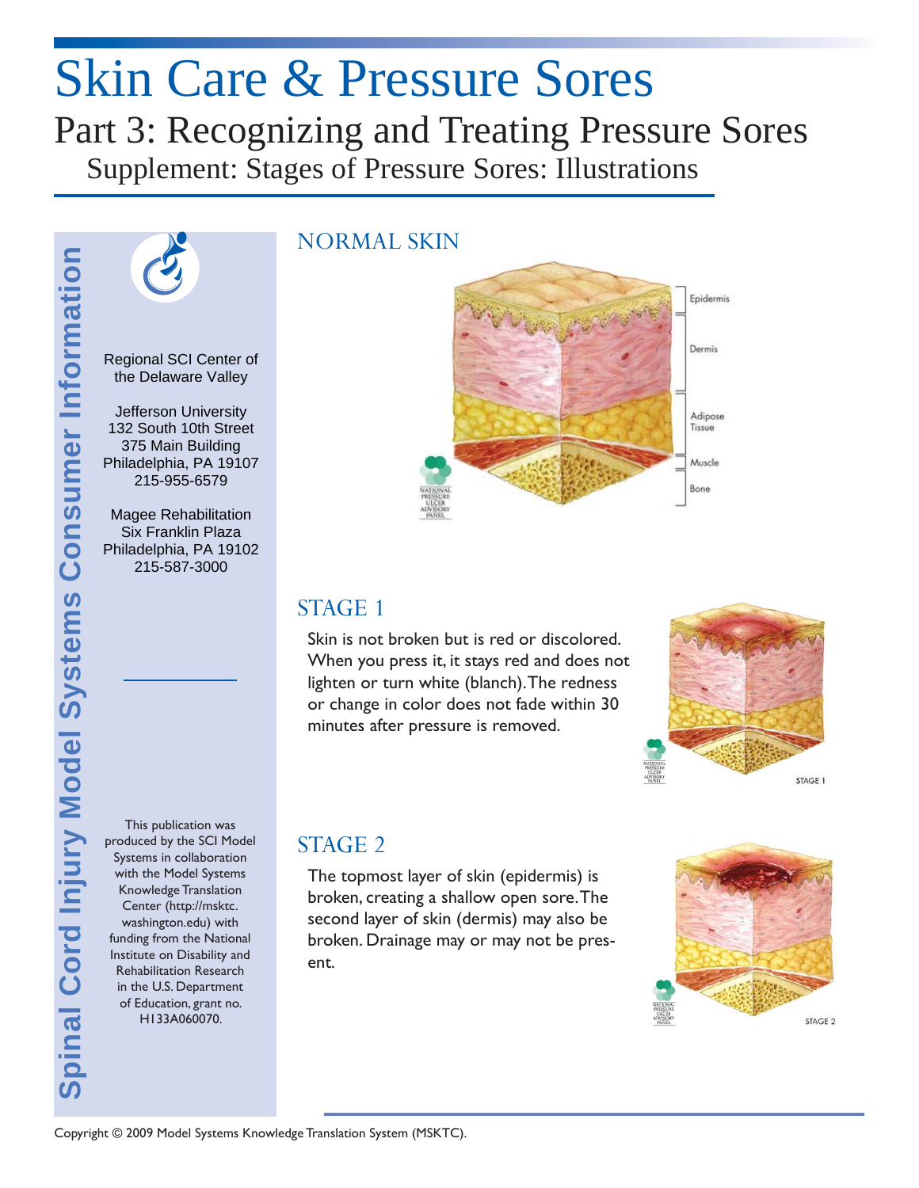# Skin Care & Pressure Sores

## Part 3: Recognizing and Treating Pressure Sores

### Supplement: Stages of Pressure Sores: Illustrations

Spinal Cord Injury Model Systems Consumer Information

Regional SCI Center of the Delaware Valley

Jefferson University
132 South 10th Street
375 Main Building
Philadelphia, PA 19107
215-955-6579

Magee Rehabilitation
Six Franklin Plaza
Philadelphia, PA 19102
215-587-3000

This publication was produced by the SCI Model Systems in collaboration with the Model Systems Knowledge Translation Center (http://msktc.washington.edu) with funding from the National Institute on Disability and Rehabilitation Research in the U.S. Department of Education, grant no. H133A060070.

## NORMAL SKIN

Epidermis

Dermis

Adipose Tissue

Muscle

Bone

## STAGE 1

Skin is not broken but is red or discolored. When you press it, it stays red and does not lighten or turn white (blanch). The redness or change in color does not fade within 30 minutes after pressure is removed.

STAGE 1

## STAGE 2

The topmost layer of skin (epidermis) is broken, creating a shallow open sore. The second layer of skin (dermis) may also be broken. Drainage may or may not be present.

STAGE 2

Copyright © 2009 Model Systems Knowledge Translation System (MSKTC).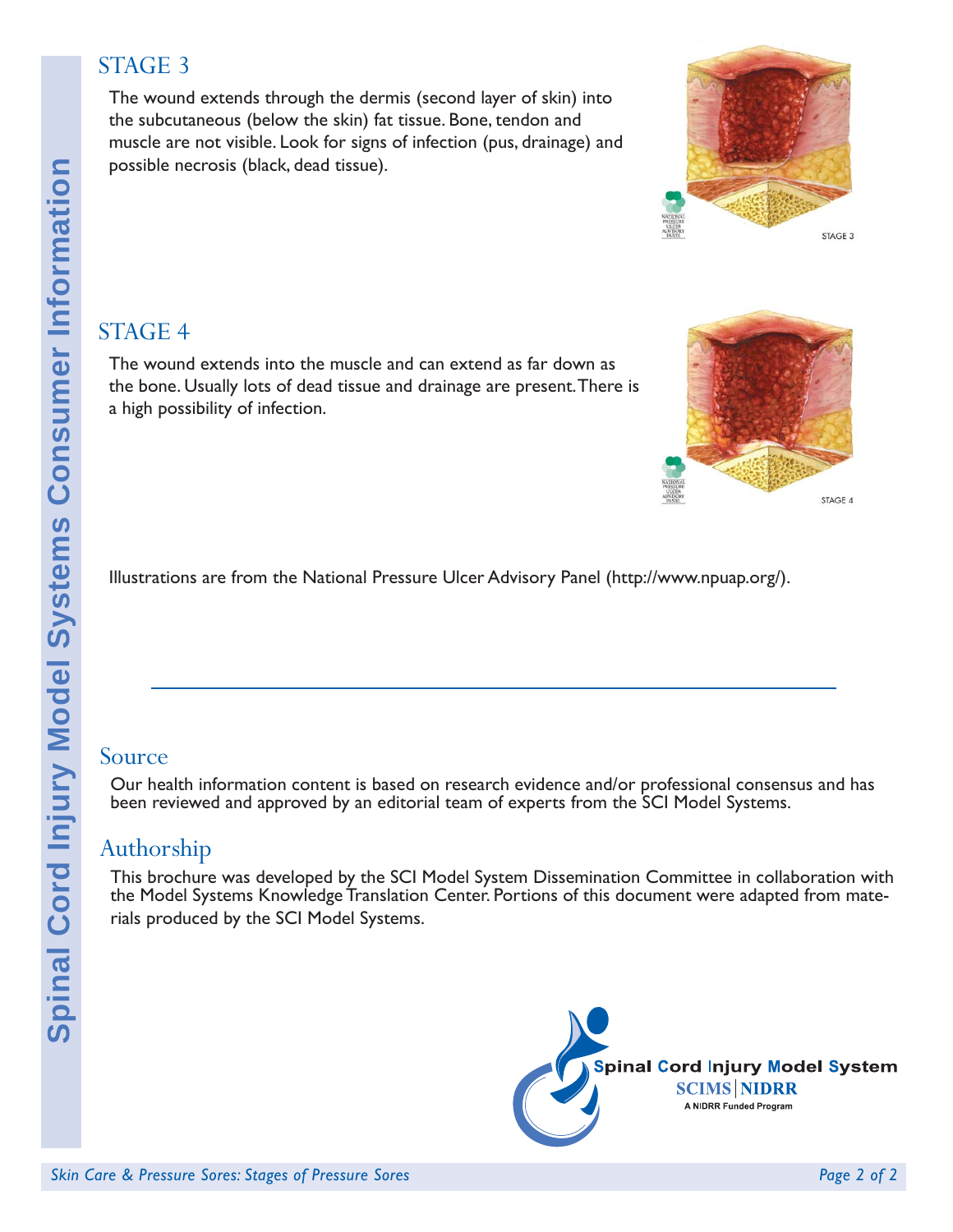## STAGE 3

The wound extends through the dermis (second layer of skin) into the subcutaneous (below the skin) fat tissue. Bone, tendon and muscle are not visible. Look for signs of infection (pus, drainage) and possible necrosis (black, dead tissue).

## STAGE 4

The wound extends into the muscle and can extend as far down as the bone. Usually lots of dead tissue and drainage are present. There is a high possibility of infection.

Illustrations are from the National Pressure Ulcer Advisory Panel (http://www.npuap.org/).

---

## Source

Our health information content is based on research evidence and/or professional consensus and has been reviewed and approved by an editorial team of experts from the SCI Model Systems.

## Authorship

This brochure was developed by the SCI Model System Dissemination Committee in collaboration with the Model Systems Knowledge Translation Center. Portions of this document were adapted from materials produced by the SCI Model Systems.

Spinal Cord Injury Model System
SCIMS | NIDRR
A NIDRR Funded Program